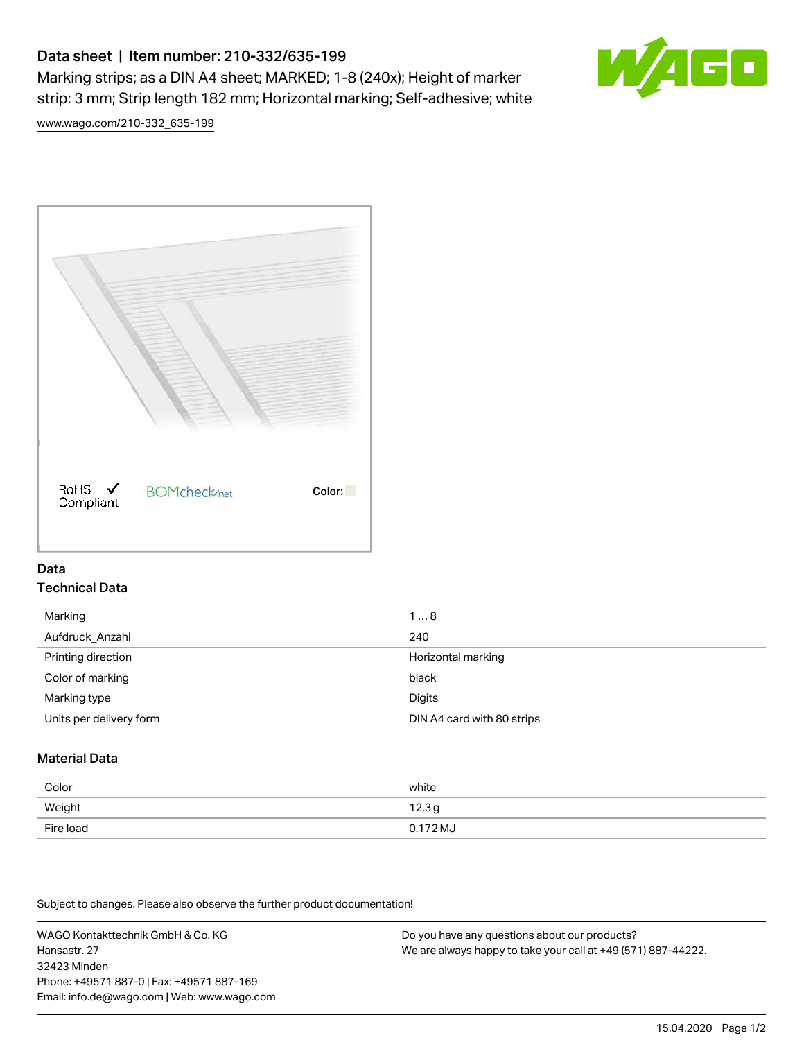# Data sheet | Item number: 210-332/635-199

Marking strips; as a DIN A4 sheet; MARKED; 1-8 (240x); Height of marker strip: 3 mm; Strip length 182 mm; Horizontal marking; Self-adhesive; white

www.wago.com/210-332_635-199

RoHS ✓ Compliant   BOMcheck.net   Color:

## Data

### Technical Data

| | |
|---|---|
| Marking | 1 … 8 |
| Aufdruck_Anzahl | 240 |
| Printing direction | Horizontal marking |
| Color of marking | black |
| Marking type | Digits |
| Units per delivery form | DIN A4 card with 80 strips |

### Material Data

| | |
|---|---|
| Color | white |
| Weight | 12.3 g |
| Fire load | 0.172 MJ |

Subject to changes. Please also observe the further product documentation!

WAGO Kontakttechnik GmbH & Co. KG
Hansastr. 27
32423 Minden
Phone: +49571 887-0 | Fax: +49571 887-169
Email: info.de@wago.com | Web: www.wago.com

Do you have any questions about our products?
We are always happy to take your call at +49 (571) 887-44222.

15.04.2020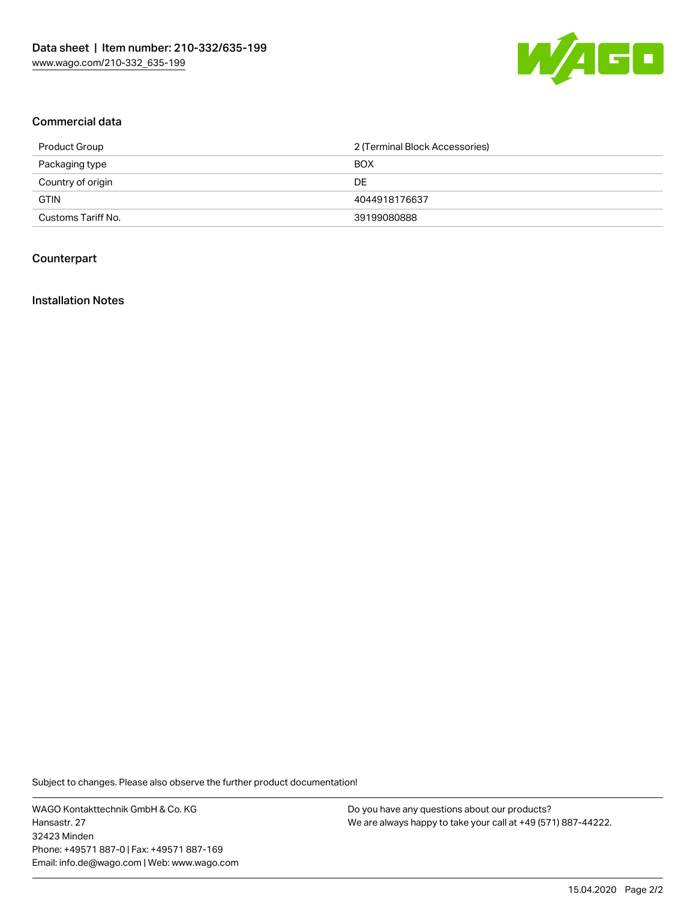## Commercial data

| | |
|---|---|
| Product Group | 2 (Terminal Block Accessories) |
| Packaging type | BOX |
| Country of origin | DE |
| GTIN | 4044918176637 |
| Customs Tariff No. | 39199080888 |

## Counterpart

## Installation Notes

Subject to changes. Please also observe the further product documentation!

WAGO Kontakttechnik GmbH & Co. KG
Hansastr. 27
32423 Minden
Phone: +49571 887-0 | Fax: +49571 887-169
Email: info.de@wago.com | Web: www.wago.com

Do you have any questions about our products?
We are always happy to take your call at +49 (571) 887-44222.

15.04.2020